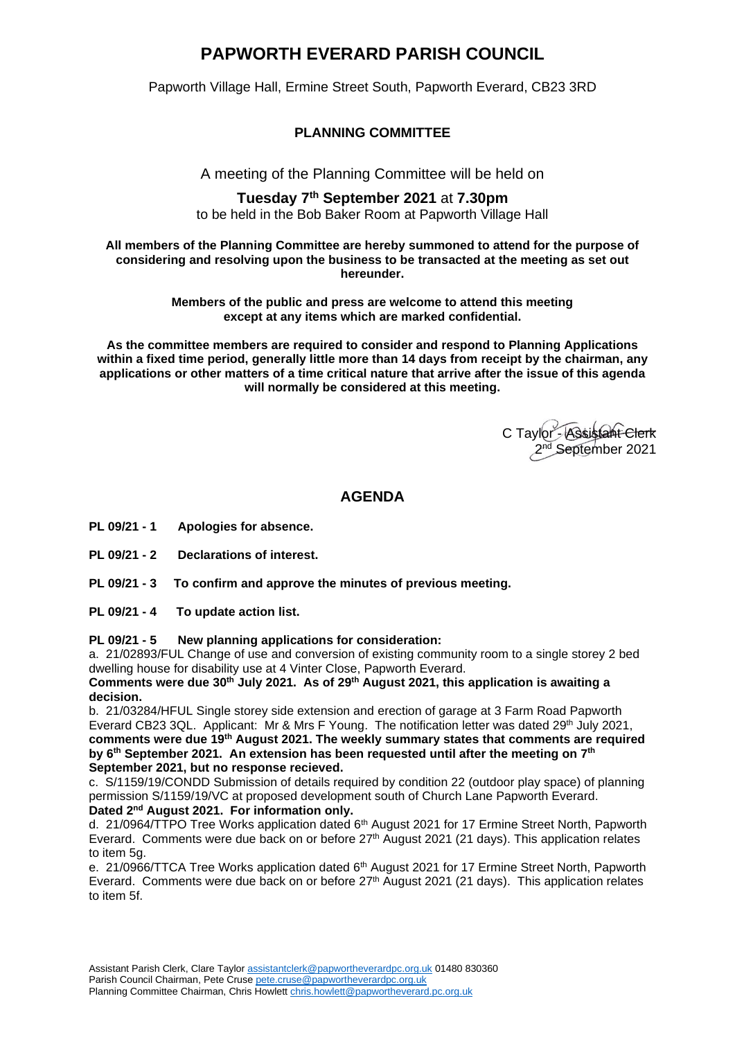# PAPWORTH EVERARD PARISH COUNCIL

Papworth Village Hall, Ermine Street South, Papworth Everard, CB23 3RD

## PLANNING COMMITTEE

A meeting of the Planning Committee will be held on

**Tuesday 7th September 2021** at **7.30pm**
to be held in the Bob Baker Room at Papworth Village Hall

**All members of the Planning Committee are hereby summoned to attend for the purpose of considering and resolving upon the business to be transacted at the meeting as set out hereunder.**

**Members of the public and press are welcome to attend this meeting except at any items which are marked confidential.**

**As the committee members are required to consider and respond to Planning Applications within a fixed time period, generally little more than 14 days from receipt by the chairman, any applications or other matters of a time critical nature that arrive after the issue of this agenda will normally be considered at this meeting.**

C Taylor - ~~Assistant Clerk~~
2nd September 2021

## AGENDA

**PL 09/21 - 1 Apologies for absence.**

**PL 09/21 - 2 Declarations of interest.**

**PL 09/21 - 3 To confirm and approve the minutes of previous meeting.**

**PL 09/21 - 4 To update action list.**

**PL 09/21 - 5 New planning applications for consideration:**

a. 21/02893/FUL Change of use and conversion of existing community room to a single storey 2 bed dwelling house for disability use at 4 Vinter Close, Papworth Everard.
**Comments were due 30th July 2021. As of 29th August 2021, this application is awaiting a decision.**

b. 21/03284/HFUL Single storey side extension and erection of garage at 3 Farm Road Papworth Everard CB23 3QL. Applicant: Mr & Mrs F Young. The notification letter was dated 29th July 2021, **comments were due 19th August 2021. The weekly summary states that comments are required by 6th September 2021. An extension has been requested until after the meeting on 7th September 2021, but no response recieved.**

c. S/1159/19/CONDD Submission of details required by condition 22 (outdoor play space) of planning permission S/1159/19/VC at proposed development south of Church Lane Papworth Everard.
**Dated 2nd August 2021. For information only.**

d. 21/0964/TTPO Tree Works application dated 6th August 2021 for 17 Ermine Street North, Papworth Everard. Comments were due back on or before 27th August 2021 (21 days). This application relates to item 5g.

e. 21/0966/TTCA Tree Works application dated 6th August 2021 for 17 Ermine Street North, Papworth Everard. Comments were due back on or before 27th August 2021 (21 days). This application relates to item 5f.

Assistant Parish Clerk, Clare Taylor assistantclerk@papworth everardpc.org.uk 01480 830360
Parish Council Chairman, Pete Cruse pete.cruse@papwortheverardpc.org.uk
Planning Committee Chairman, Chris Howlett chris.howlett@papwortheverard.pc.org.uk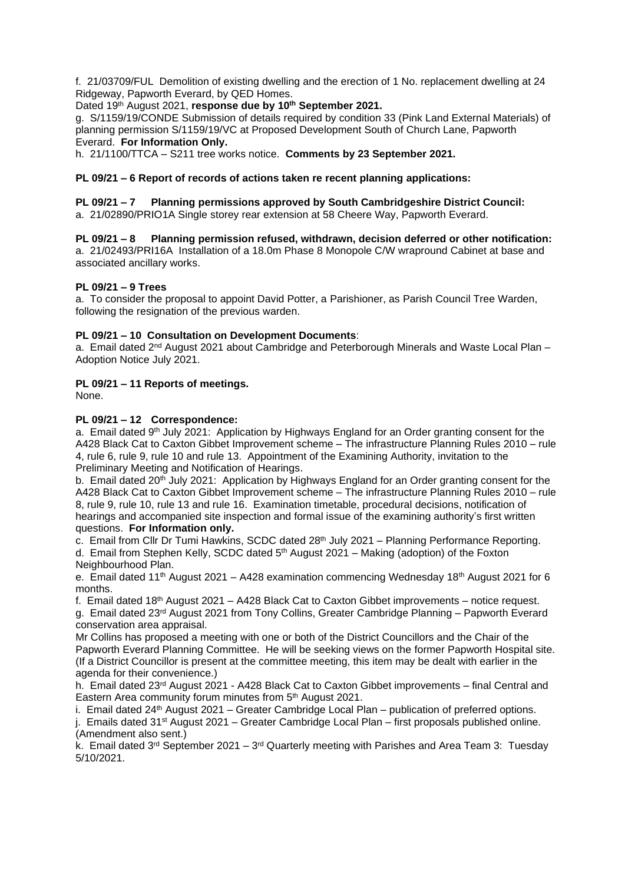f. 21/03709/FUL Demolition of existing dwelling and the erection of 1 No. replacement dwelling at 24 Ridgeway, Papworth Everard, by QED Homes.

Dated 19th August 2021, **response due by 10th September 2021.**

g. S/1159/19/CONDE Submission of details required by condition 33 (Pink Land External Materials) of planning permission S/1159/19/VC at Proposed Development South of Church Lane, Papworth Everard. **For Information Only.**

h. 21/1100/TTCA – S211 tree works notice. **Comments by 23 September 2021.**

**PL 09/21 – 6 Report of records of actions taken re recent planning applications:**

**PL 09/21 – 7 Planning permissions approved by South Cambridgeshire District Council:**

a. 21/02890/PRIO1A Single storey rear extension at 58 Cheere Way, Papworth Everard.

**PL 09/21 – 8 Planning permission refused, withdrawn, decision deferred or other notification:**

a. 21/02493/PRI16A Installation of a 18.0m Phase 8 Monopole C/W wrapround Cabinet at base and associated ancillary works.

**PL 09/21 – 9 Trees**

a. To consider the proposal to appoint David Potter, a Parishioner, as Parish Council Tree Warden, following the resignation of the previous warden.

**PL 09/21 – 10 Consultation on Development Documents**:

a. Email dated 2nd August 2021 about Cambridge and Peterborough Minerals and Waste Local Plan – Adoption Notice July 2021.

**PL 09/21 – 11 Reports of meetings.**

None.

**PL 09/21 – 12 Correspondence:**

a. Email dated 9th July 2021: Application by Highways England for an Order granting consent for the A428 Black Cat to Caxton Gibbet Improvement scheme – The infrastructure Planning Rules 2010 – rule 4, rule 6, rule 9, rule 10 and rule 13. Appointment of the Examining Authority, invitation to the Preliminary Meeting and Notification of Hearings.

b. Email dated 20th July 2021: Application by Highways England for an Order granting consent for the A428 Black Cat to Caxton Gibbet Improvement scheme – The infrastructure Planning Rules 2010 – rule 8, rule 9, rule 10, rule 13 and rule 16. Examination timetable, procedural decisions, notification of hearings and accompanied site inspection and formal issue of the examining authority's first written questions. **For Information only.**

c. Email from Cllr Dr Tumi Hawkins, SCDC dated 28th July 2021 – Planning Performance Reporting.

d. Email from Stephen Kelly, SCDC dated 5th August 2021 – Making (adoption) of the Foxton Neighbourhood Plan.

e. Email dated 11th August 2021 – A428 examination commencing Wednesday 18th August 2021 for 6 months.

f. Email dated 18th August 2021 – A428 Black Cat to Caxton Gibbet improvements – notice request.

g. Email dated 23rd August 2021 from Tony Collins, Greater Cambridge Planning – Papworth Everard conservation area appraisal.

Mr Collins has proposed a meeting with one or both of the District Councillors and the Chair of the Papworth Everard Planning Committee. He will be seeking views on the former Papworth Hospital site. (If a District Councillor is present at the committee meeting, this item may be dealt with earlier in the agenda for their convenience.)

h. Email dated 23rd August 2021 - A428 Black Cat to Caxton Gibbet improvements – final Central and Eastern Area community forum minutes from 5th August 2021.

i. Email dated 24th August 2021 – Greater Cambridge Local Plan – publication of preferred options.

j. Emails dated 31st August 2021 – Greater Cambridge Local Plan – first proposals published online. (Amendment also sent.)

k. Email dated 3rd September 2021 – 3rd Quarterly meeting with Parishes and Area Team 3: Tuesday 5/10/2021.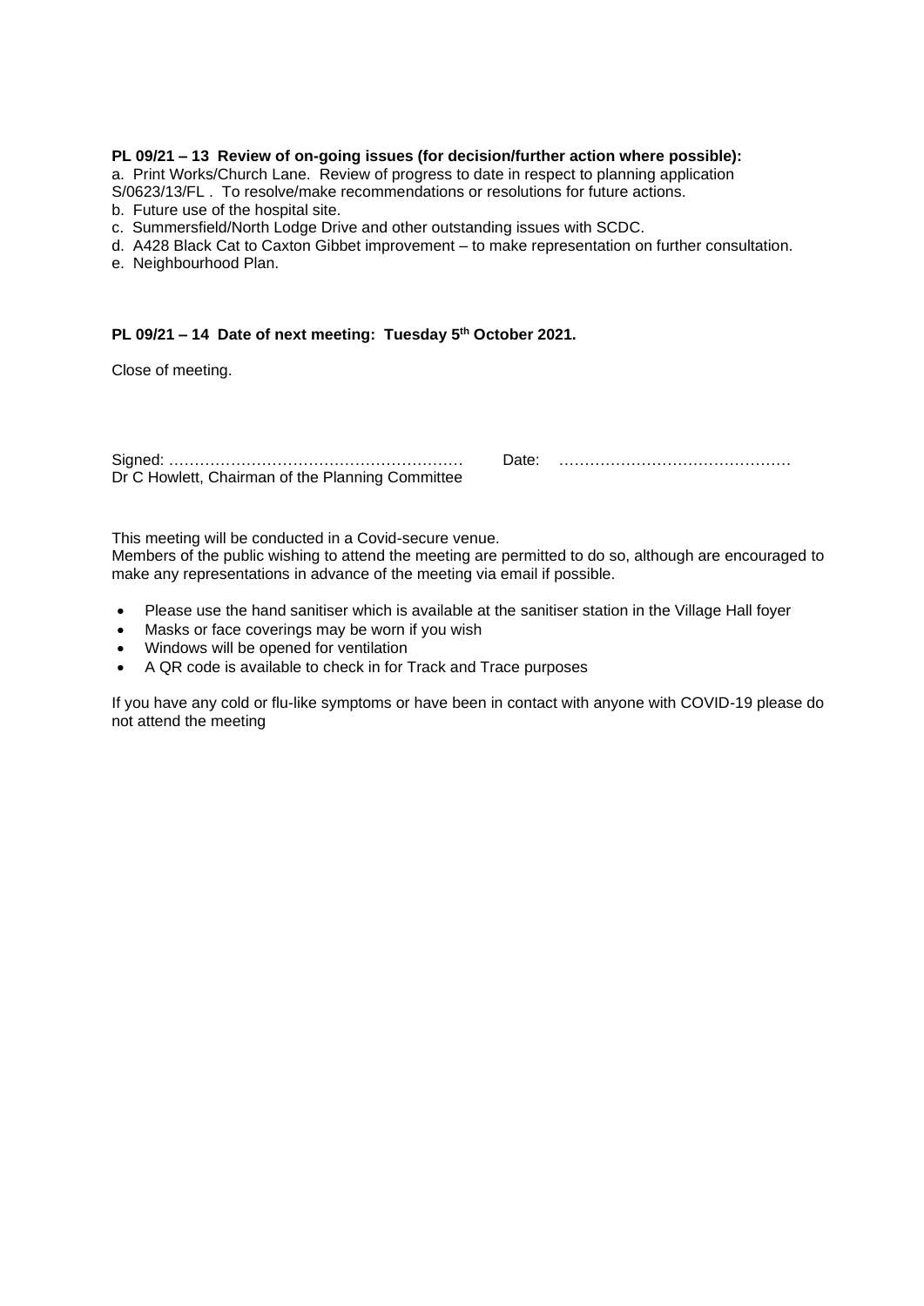**PL 09/21 – 13 Review of on-going issues (for decision/further action where possible):**

a. Print Works/Church Lane. Review of progress to date in respect to planning application S/0623/13/FL . To resolve/make recommendations or resolutions for future actions.
b. Future use of the hospital site.
c. Summersfield/North Lodge Drive and other outstanding issues with SCDC.
d. A428 Black Cat to Caxton Gibbet improvement – to make representation on further consultation.
e. Neighbourhood Plan.

**PL 09/21 – 14 Date of next meeting: Tuesday 5th October 2021.**

Close of meeting.

Signed: ……………………………………………… Date: ………………………………………
Dr C Howlett, Chairman of the Planning Committee

This meeting will be conducted in a Covid-secure venue.
Members of the public wishing to attend the meeting are permitted to do so, although are encouraged to make any representations in advance of the meeting via email if possible.

- Please use the hand sanitiser which is available at the sanitiser station in the Village Hall foyer
- Masks or face coverings may be worn if you wish
- Windows will be opened for ventilation
- A QR code is available to check in for Track and Trace purposes

If you have any cold or flu-like symptoms or have been in contact with anyone with COVID-19 please do not attend the meeting